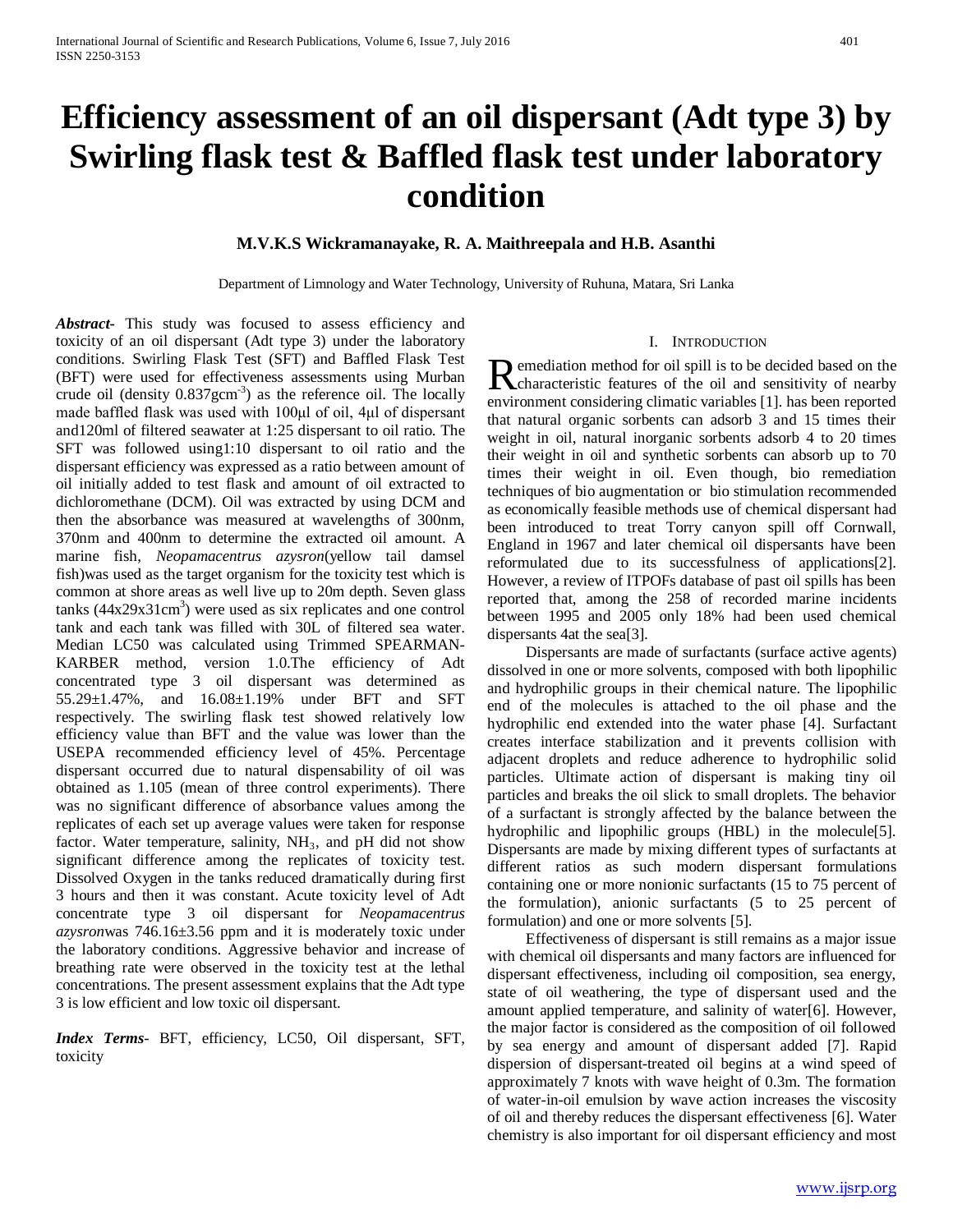# Efficiency assessment of an oil dispersant (Adt type 3) by Swirling flask test & Baffled flask test under laboratory condition

**M.V.K.S Wickramanayake, R. A. Maithreepala and H.B. Asanthi**

Department of Limnology and Water Technology, University of Ruhuna, Matara, Sri Lanka

***Abstract***- This study was focused to assess efficiency and toxicity of an oil dispersant (Adt type 3) under the laboratory conditions. Swirling Flask Test (SFT) and Baffled Flask Test (BFT) were used for effectiveness assessments using Murban crude oil (density $0.837 gcm^{-3}$) as the reference oil. The locally made baffled flask was used with 100μl of oil, 4μl of dispersant and120ml of filtered seawater at 1:25 dispersant to oil ratio. The SFT was followed using1:10 dispersant to oil ratio and the dispersant efficiency was expressed as a ratio between amount of oil initially added to test flask and amount of oil extracted to dichloromethane (DCM). Oil was extracted by using DCM and then the absorbance was measured at wavelengths of 300nm, 370nm and 400nm to determine the extracted oil amount. A marine fish, *Neopamacentrus azysron*(yellow tail damsel fish)was used as the target organism for the toxicity test which is common at shore areas as well live up to 20m depth. Seven glass tanks ($44x29x31cm^3$) were used as six replicates and one control tank and each tank was filled with 30L of filtered sea water. Median LC50 was calculated using Trimmed SPEARMAN-KARBER method, version 1.0.The efficiency of Adt concentrated type 3 oil dispersant was determined as 55.29±1.47%, and 16.08±1.19% under BFT and SFT respectively. The swirling flask test showed relatively low efficiency value than BFT and the value was lower than the USEPA recommended efficiency level of 45%. Percentage dispersant occurred due to natural dispensability of oil was obtained as 1.105 (mean of three control experiments). There was no significant difference of absorbance values among the replicates of each set up average values were taken for response factor. Water temperature, salinity, $NH_3$, and pH did not show significant difference among the replicates of toxicity test. Dissolved Oxygen in the tanks reduced dramatically during first 3 hours and then it was constant. Acute toxicity level of Adt concentrate type 3 oil dispersant for *Neopamacentrus azysron*was 746.16±3.56 ppm and it is moderately toxic under the laboratory conditions. Aggressive behavior and increase of breathing rate were observed in the toxicity test at the lethal concentrations. The present assessment explains that the Adt type 3 is low efficient and low toxic oil dispersant.

***Index Terms***- BFT, efficiency, LC50, Oil dispersant, SFT, toxicity

## I. Introduction

Remediation method for oil spill is to be decided based on the characteristic features of the oil and sensitivity of nearby environment considering climatic variables [1]. has been reported that natural organic sorbents can adsorb 3 and 15 times their weight in oil, natural inorganic sorbents adsorb 4 to 20 times their weight in oil and synthetic sorbents can absorb up to 70 times their weight in oil. Even though, bio remediation techniques of bio augmentation or bio stimulation recommended as economically feasible methods use of chemical dispersant had been introduced to treat Torry canyon spill off Cornwall, England in 1967 and later chemical oil dispersants have been reformulated due to its successfulness of applications[2]. However, a review of ITPOFs database of past oil spills has been reported that, among the 258 of recorded marine incidents between 1995 and 2005 only 18% had been used chemical dispersants 4at the sea[3].

Dispersants are made of surfactants (surface active agents) dissolved in one or more solvents, composed with both lipophilic and hydrophilic groups in their chemical nature. The lipophilic end of the molecules is attached to the oil phase and the hydrophilic end extended into the water phase [4]. Surfactant creates interface stabilization and it prevents collision with adjacent droplets and reduce adherence to hydrophilic solid particles. Ultimate action of dispersant is making tiny oil particles and breaks the oil slick to small droplets. The behavior of a surfactant is strongly affected by the balance between the hydrophilic and lipophilic groups (HBL) in the molecule[5]. Dispersants are made by mixing different types of surfactants at different ratios as such modern dispersant formulations containing one or more nonionic surfactants (15 to 75 percent of the formulation), anionic surfactants (5 to 25 percent of formulation) and one or more solvents [5].

Effectiveness of dispersant is still remains as a major issue with chemical oil dispersants and many factors are influenced for dispersant effectiveness, including oil composition, sea energy, state of oil weathering, the type of dispersant used and the amount applied temperature, and salinity of water[6]. However, the major factor is considered as the composition of oil followed by sea energy and amount of dispersant added [7]. Rapid dispersion of dispersant-treated oil begins at a wind speed of approximately 7 knots with wave height of 0.3m. The formation of water-in-oil emulsion by wave action increases the viscosity of oil and thereby reduces the dispersant effectiveness [6]. Water chemistry is also important for oil dispersant efficiency and most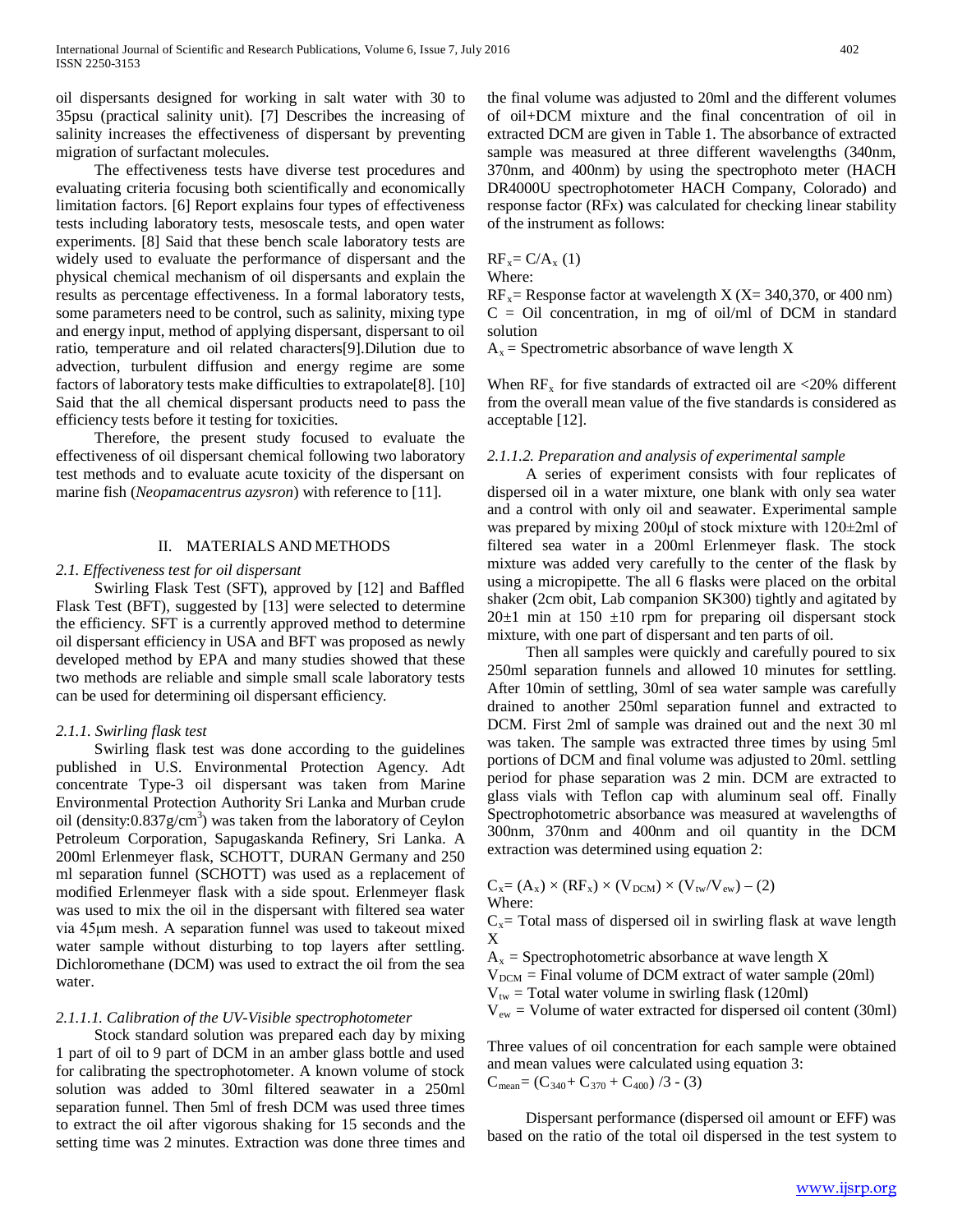oil dispersants designed for working in salt water with 30 to 35psu (practical salinity unit). [7] Describes the increasing of salinity increases the effectiveness of dispersant by preventing migration of surfactant molecules.

The effectiveness tests have diverse test procedures and evaluating criteria focusing both scientifically and economically limitation factors. [6] Report explains four types of effectiveness tests including laboratory tests, mesoscale tests, and open water experiments. [8] Said that these bench scale laboratory tests are widely used to evaluate the performance of dispersant and the physical chemical mechanism of oil dispersants and explain the results as percentage effectiveness. In a formal laboratory tests, some parameters need to be control, such as salinity, mixing type and energy input, method of applying dispersant, dispersant to oil ratio, temperature and oil related characters[9].Dilution due to advection, turbulent diffusion and energy regime are some factors of laboratory tests make difficulties to extrapolate[8]. [10] Said that the all chemical dispersant products need to pass the efficiency tests before it testing for toxicities.

Therefore, the present study focused to evaluate the effectiveness of oil dispersant chemical following two laboratory test methods and to evaluate acute toxicity of the dispersant on marine fish (*Neopamacentrus azysron*) with reference to [11].

## II. MATERIALS AND METHODS

### *2.1. Effectiveness test for oil dispersant*

Swirling Flask Test (SFT), approved by [12] and Baffled Flask Test (BFT), suggested by [13] were selected to determine the efficiency. SFT is a currently approved method to determine oil dispersant efficiency in USA and BFT was proposed as newly developed method by EPA and many studies showed that these two methods are reliable and simple small scale laboratory tests can be used for determining oil dispersant efficiency.

#### *2.1.1. Swirling flask test*

Swirling flask test was done according to the guidelines published in U.S. Environmental Protection Agency. Adt concentrate Type-3 oil dispersant was taken from Marine Environmental Protection Authority Sri Lanka and Murban crude oil (density:0.837g/cm$^3$) was taken from the laboratory of Ceylon Petroleum Corporation, Sapugaskanda Refinery, Sri Lanka. A 200ml Erlenmeyer flask, SCHOTT, DURAN Germany and 250 ml separation funnel (SCHOTT) was used as a replacement of modified Erlenmeyer flask with a side spout. Erlenmeyer flask was used to mix the oil in the dispersant with filtered sea water via 45μm mesh. A separation funnel was used to takeout mixed water sample without disturbing to top layers after settling. Dichloromethane (DCM) was used to extract the oil from the sea water.

#### *2.1.1.1. Calibration of the UV-Visible spectrophotometer*

Stock standard solution was prepared each day by mixing 1 part of oil to 9 part of DCM in an amber glass bottle and used for calibrating the spectrophotometer. A known volume of stock solution was added to 30ml filtered seawater in a 250ml separation funnel. Then 5ml of fresh DCM was used three times to extract the oil after vigorous shaking for 15 seconds and the setting time was 2 minutes. Extraction was done three times and the final volume was adjusted to 20ml and the different volumes of oil+DCM mixture and the final concentration of oil in extracted DCM are given in Table 1. The absorbance of extracted sample was measured at three different wavelengths (340nm, 370nm, and 400nm) by using the spectrophoto meter (HACH DR4000U spectrophotometer HACH Company, Colorado) and response factor (RFx) was calculated for checking linear stability of the instrument as follows:

$RF_x = C/A_x$ (1)

Where:

$RF_x$ = Response factor at wavelength X (X= 340,370, or 400 nm)

C = Oil concentration, in mg of oil/ml of DCM in standard solution

$A_x$ = Spectrometric absorbance of wave length X

When $RF_x$ for five standards of extracted oil are <20% different from the overall mean value of the five standards is considered as acceptable [12].

#### *2.1.1.2. Preparation and analysis of experimental sample*

A series of experiment consists with four replicates of dispersed oil in a water mixture, one blank with only sea water and a control with only oil and seawater. Experimental sample was prepared by mixing 200μl of stock mixture with 120±2ml of filtered sea water in a 200ml Erlenmeyer flask. The stock mixture was added very carefully to the center of the flask by using a micropipette. The all 6 flasks were placed on the orbital shaker (2cm obit, Lab companion SK300) tightly and agitated by 20±1 min at 150 ±10 rpm for preparing oil dispersant stock mixture, with one part of dispersant and ten parts of oil.

Then all samples were quickly and carefully poured to six 250ml separation funnels and allowed 10 minutes for settling. After 10min of settling, 30ml of sea water sample was carefully drained to another 250ml separation funnel and extracted to DCM. First 2ml of sample was drained out and the next 30 ml was taken. The sample was extracted three times by using 5ml portions of DCM and final volume was adjusted to 20ml. settling period for phase separation was 2 min. DCM are extracted to glass vials with Teflon cap with aluminum seal off. Finally Spectrophotometric absorbance was measured at wavelengths of 300nm, 370nm and 400nm and oil quantity in the DCM extraction was determined using equation 2:

$C_x = (A_x) \times (RF_x) \times (V_{DCM}) \times (V_{tw}/V_{ew})$ – (2)

Where:

$C_x$ = Total mass of dispersed oil in swirling flask at wave length X

$A_x$ = Spectrophotometric absorbance at wave length X

$V_{DCM}$ = Final volume of DCM extract of water sample (20ml)

$V_{tw}$ = Total water volume in swirling flask (120ml)

$V_{ew}$ = Volume of water extracted for dispersed oil content (30ml)

Three values of oil concentration for each sample were obtained and mean values were calculated using equation 3:

$C_{mean} = (C_{340} + C_{370} + C_{400})/3$ - (3)

Dispersant performance (dispersed oil amount or EFF) was based on the ratio of the total oil dispersed in the test system to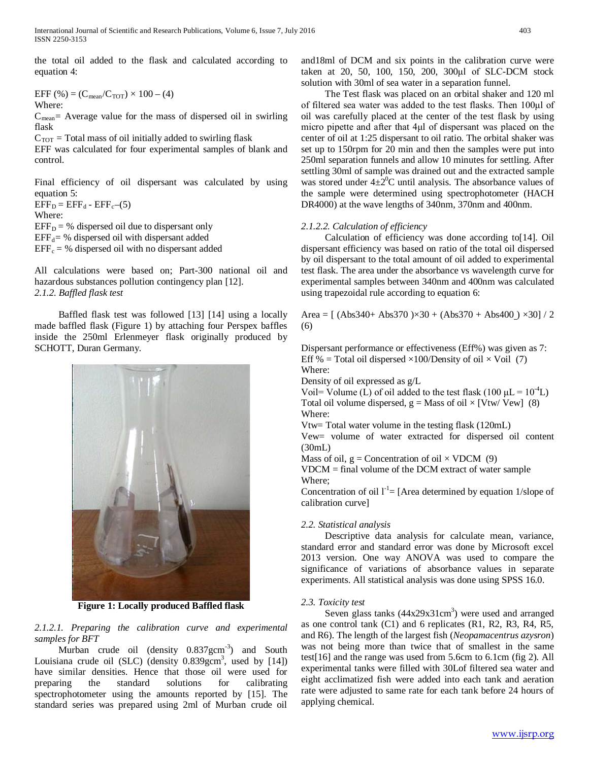the total oil added to the flask and calculated according to equation 4:

$EFF (\%) = (C_{mean}/C_{TOT}) \times 100$ – (4)

Where:

$C_{mean}$ = Average value for the mass of dispersed oil in swirling flask

$C_{TOT}$ = Total mass of oil initially added to swirling flask

EFF was calculated for four experimental samples of blank and control.

Final efficiency of oil dispersant was calculated by using equation 5:

$EFF_D = EFF_d - EFF_c$ –(5)

Where:

$EFF_D$ = % dispersed oil due to dispersant only

$EFF_d$ = % dispersed oil with dispersant added

$EFF_c$ = % dispersed oil with no dispersant added

All calculations were based on; Part-300 national oil and hazardous substances pollution contingency plan [12].

*2.1.2. Baffled flask test*

Baffled flask test was followed [13] [14] using a locally made baffled flask (Figure 1) by attaching four Perspex baffles inside the 250ml Erlenmeyer flask originally produced by SCHOTT, Duran Germany.

**Figure 1: Locally produced Baffled flask**

*2.1.2.1. Preparing the calibration curve and experimental samples for BFT*

Murban crude oil (density $0.837 gcm^{-3}$) and South Louisiana crude oil (SLC) (density $0.839 gcm^{3}$, used by [14]) have similar densities. Hence that those oil were used for preparing the standard solutions for calibrating spectrophotometer using the amounts reported by [15]. The standard series was prepared using 2ml of Murban crude oil and18ml of DCM and six points in the calibration curve were taken at 20, 50, 100, 150, 200, 300µl of SLC-DCM stock solution with 30ml of sea water in a separation funnel.

The Test flask was placed on an orbital shaker and 120 ml of filtered sea water was added to the test flasks. Then 100µl of oil was carefully placed at the center of the test flask by using micro pipette and after that 4µl of dispersant was placed on the center of oil at 1:25 dispersant to oil ratio. The orbital shaker was set up to 150rpm for 20 min and then the samples were put into 250ml separation funnels and allow 10 minutes for settling. After settling 30ml of sample was drained out and the extracted sample was stored under $4\pm2^{0}C$ until analysis. The absorbance values of the sample were determined using spectrophotometer (HACH DR4000) at the wave lengths of 340nm, 370nm and 400nm.

*2.1.2.2. Calculation of efficiency*

Calculation of efficiency was done according to[14]. Oil dispersant efficiency was based on ratio of the total oil dispersed by oil dispersant to the total amount of oil added to experimental test flask. The area under the absorbance vs wavelength curve for experimental samples between 340nm and 400nm was calculated using trapezoidal rule according to equation 6:

$$Area = [ (Abs340+ Abs370 )\times 30 + (Abs370 + Abs400 ) \times 30] / 2 \quad (6)$$

Dispersant performance or effectiveness (Eff%) was given as 7:

$$Eff \% = \text{Total oil dispersed} \times 100/\text{Density of oil} \times Voil \quad (7)$$

Where:

Density of oil expressed as g/L

Voil= Volume (L) of oil added to the test flask ($100\ \mu L = 10^{-4} L$)

$$\text{Total oil volume dispersed, g} = \text{Mass of oil} \times [Vtw/ Vew] \quad (8)$$

Where:

Vtw= Total water volume in the testing flask (120mL)

Vew= volume of water extracted for dispersed oil content (30mL)

$$\text{Mass of oil, g} = \text{Concentration of oil} \times VDCM \quad (9)$$

VDCM = final volume of the DCM extract of water sample

Where;

Concentration of oil $l^{-1}$= [Area determined by equation 1/slope of calibration curve]

*2.2. Statistical analysis*

Descriptive data analysis for calculate mean, variance, standard error and standard error was done by Microsoft excel 2013 version. One way ANOVA was used to compare the significance of variations of absorbance values in separate experiments. All statistical analysis was done using SPSS 16.0.

*2.3. Toxicity test*

Seven glass tanks ($44\times29\times31 cm^{3}$) were used and arranged as one control tank (C1) and 6 replicates (R1, R2, R3, R4, R5, and R6). The length of the largest fish (*Neopamacentrus azysron*) was not being more than twice that of smallest in the same test[16] and the range was used from 5.6cm to 6.1cm (fig 2). All experimental tanks were filled with 30Lof filtered sea water and eight acclimatized fish were added into each tank and aeration rate were adjusted to same rate for each tank before 24 hours of applying chemical.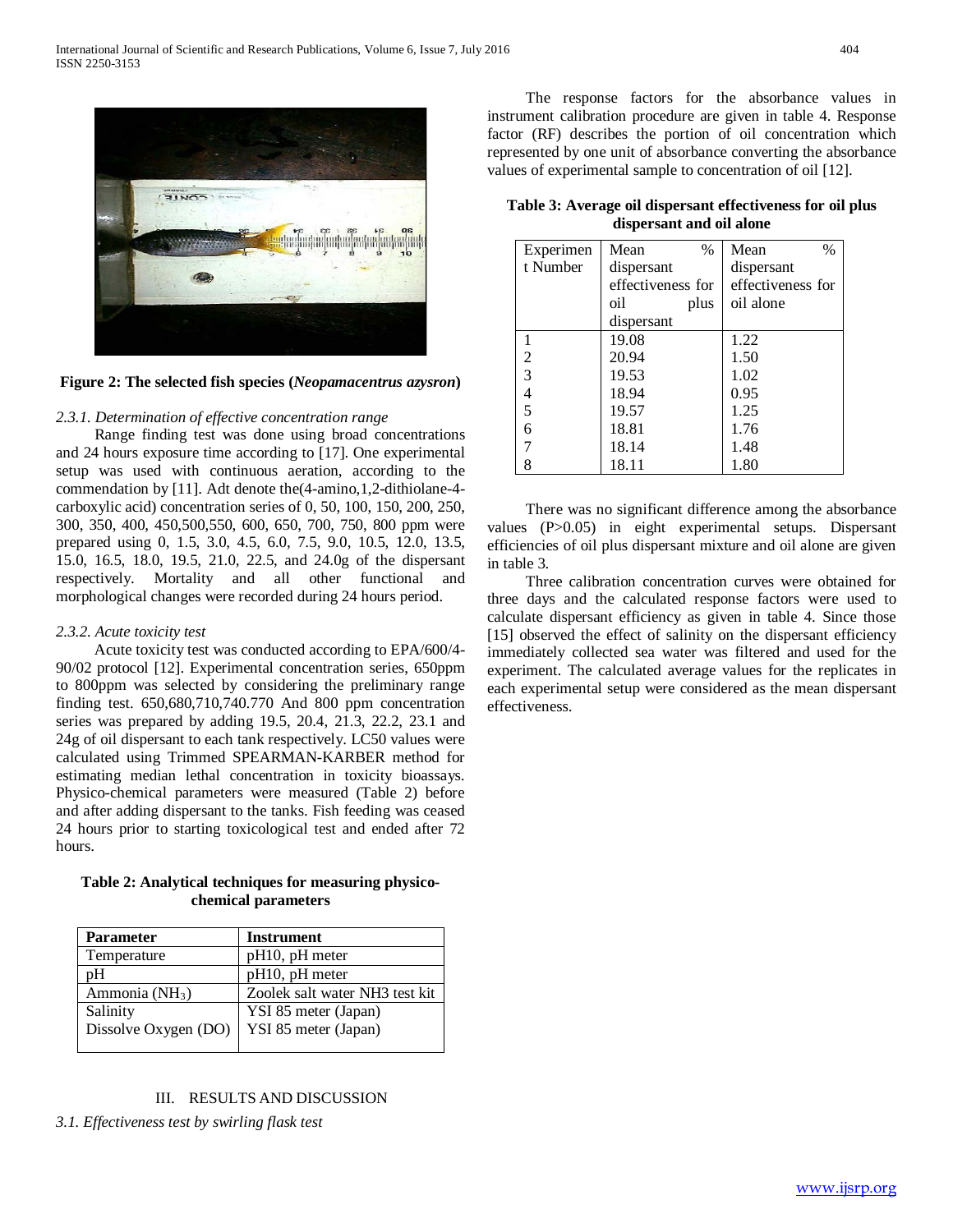Figure 2: The selected fish species (*Neopamacentrus azysron*)

*2.3.1. Determination of effective concentration range*

Range finding test was done using broad concentrations and 24 hours exposure time according to [17]. One experimental setup was used with continuous aeration, according to the commendation by [11]. Adt denote the(4-amino,1,2-dithiolane-4-carboxylic acid) concentration series of 0, 50, 100, 150, 200, 250, 300, 350, 400, 450,500,550, 600, 650, 700, 750, 800 ppm were prepared using 0, 1.5, 3.0, 4.5, 6.0, 7.5, 9.0, 10.5, 12.0, 13.5, 15.0, 16.5, 18.0, 19.5, 21.0, 22.5, and 24.0g of the dispersant respectively. Mortality and all other functional and morphological changes were recorded during 24 hours period.

*2.3.2. Acute toxicity test*

Acute toxicity test was conducted according to EPA/600/4-90/02 protocol [12]. Experimental concentration series, 650ppm to 800ppm was selected by considering the preliminary range finding test. 650,680,710,740.770 And 800 ppm concentration series was prepared by adding 19.5, 20.4, 21.3, 22.2, 23.1 and 24g of oil dispersant to each tank respectively. LC50 values were calculated using Trimmed SPEARMAN-KARBER method for estimating median lethal concentration in toxicity bioassays. Physico-chemical parameters were measured (Table 2) before and after adding dispersant to the tanks. Fish feeding was ceased 24 hours prior to starting toxicological test and ended after 72 hours.

**Table 2: Analytical techniques for measuring physico-chemical parameters**

| Parameter | Instrument |
|---|---|
| Temperature | pH10, pH meter |
| pH | pH10, pH meter |
| Ammonia ($NH_3$) | Zoolek salt water NH3 test kit |
| Salinity<br>Dissolve Oxygen (DO) | YSI 85 meter (Japan)<br>YSI 85 meter (Japan) |

## III. RESULTS AND DISCUSSION

*3.1. Effectiveness test by swirling flask test*

The response factors for the absorbance values in instrument calibration procedure are given in table 4. Response factor (RF) describes the portion of oil concentration which represented by one unit of absorbance converting the absorbance values of experimental sample to concentration of oil [12].

**Table 3: Average oil dispersant effectiveness for oil plus dispersant and oil alone**

| Experiment Number | Mean % dispersant effectiveness for oil plus dispersant | Mean % dispersant effectiveness for oil alone |
|---|---|---|
| 1 | 19.08 | 1.22 |
| 2 | 20.94 | 1.50 |
| 3 | 19.53 | 1.02 |
| 4 | 18.94 | 0.95 |
| 5 | 19.57 | 1.25 |
| 6 | 18.81 | 1.76 |
| 7 | 18.14 | 1.48 |
| 8 | 18.11 | 1.80 |

There was no significant difference among the absorbance values ($P>0.05$) in eight experimental setups. Dispersant efficiencies of oil plus dispersant mixture and oil alone are given in table 3.

Three calibration concentration curves were obtained for three days and the calculated response factors were used to calculate dispersant efficiency as given in table 4. Since those [15] observed the effect of salinity on the dispersant efficiency immediately collected sea water was filtered and used for the experiment. The calculated average values for the replicates in each experimental setup were considered as the mean dispersant effectiveness.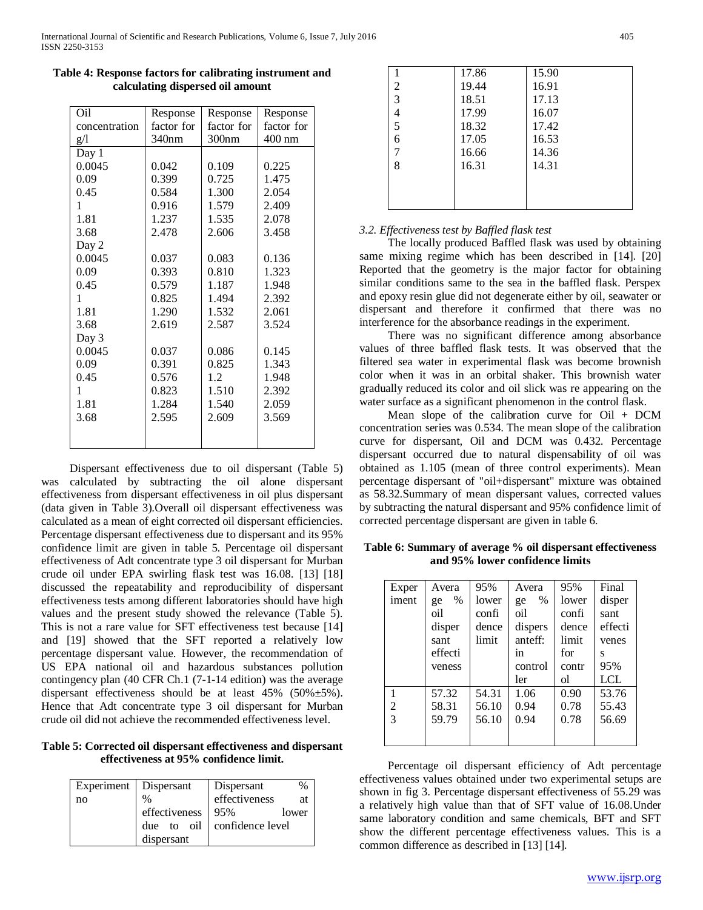**Table 4: Response factors for calibrating instrument and calculating dispersed oil amount**

| Oil concentration g/l | Response factor for 340nm | Response factor for 300nm | Response factor for 400 nm |
|---|---|---|---|
| Day 1 | | | |
| 0.0045 | 0.042 | 0.109 | 0.225 |
| 0.09 | 0.399 | 0.725 | 1.475 |
| 0.45 | 0.584 | 1.300 | 2.054 |
| 1 | 0.916 | 1.579 | 2.409 |
| 1.81 | 1.237 | 1.535 | 2.078 |
| 3.68 | 2.478 | 2.606 | 3.458 |
| Day 2 | | | |
| 0.0045 | 0.037 | 0.083 | 0.136 |
| 0.09 | 0.393 | 0.810 | 1.323 |
| 0.45 | 0.579 | 1.187 | 1.948 |
| 1 | 0.825 | 1.494 | 2.392 |
| 1.81 | 1.290 | 1.532 | 2.061 |
| 3.68 | 2.619 | 2.587 | 3.524 |
| Day 3 | | | |
| 0.0045 | 0.037 | 0.086 | 0.145 |
| 0.09 | 0.391 | 0.825 | 1.343 |
| 0.45 | 0.576 | 1.2 | 1.948 |
| 1 | 0.823 | 1.510 | 2.392 |
| 1.81 | 1.284 | 1.540 | 2.059 |
| 3.68 | 2.595 | 2.609 | 3.569 |

Dispersant effectiveness due to oil dispersant (Table 5) was calculated by subtracting the oil alone dispersant effectiveness from dispersant effectiveness in oil plus dispersant (data given in Table 3).Overall oil dispersant effectiveness was calculated as a mean of eight corrected oil dispersant efficiencies. Percentage dispersant effectiveness due to dispersant and its 95% confidence limit are given in table 5. Percentage oil dispersant effectiveness of Adt concentrate type 3 oil dispersant for Murban crude oil under EPA swirling flask test was 16.08. [13] [18] discussed the repeatability and reproducibility of dispersant effectiveness tests among different laboratories should have high values and the present study showed the relevance (Table 5). This is not a rare value for SFT effectiveness test because [14] and [19] showed that the SFT reported a relatively low percentage dispersant value. However, the recommendation of US EPA national oil and hazardous substances pollution contingency plan (40 CFR Ch.1 (7-1-14 edition) was the average dispersant effectiveness should be at least 45% (50%±5%). Hence that Adt concentrate type 3 oil dispersant for Murban crude oil did not achieve the recommended effectiveness level.

**Table 5: Corrected oil dispersant effectiveness and dispersant effectiveness at 95% confidence limit.**

| Experiment no | Dispersant % effectiveness due to oil dispersant | Dispersant % effectiveness at 95% lower confidence level |
|---|---|---|
| 1 | 17.86 | 15.90 |
| 2 | 19.44 | 16.91 |
| 3 | 18.51 | 17.13 |
| 4 | 17.99 | 16.07 |
| 5 | 18.32 | 17.42 |
| 6 | 17.05 | 16.53 |
| 7 | 16.66 | 14.36 |
| 8 | 16.31 | 14.31 |

*3.2. Effectiveness test by Baffled flask test*

The locally produced Baffled flask was used by obtaining same mixing regime which has been described in [14]. [20] Reported that the geometry is the major factor for obtaining similar conditions same to the sea in the baffled flask. Perspex and epoxy resin glue did not degenerate either by oil, seawater or dispersant and therefore it confirmed that there was no interference for the absorbance readings in the experiment.

There was no significant difference among absorbance values of three baffled flask tests. It was observed that the filtered sea water in experimental flask was become brownish color when it was in an orbital shaker. This brownish water gradually reduced its color and oil slick was re appearing on the water surface as a significant phenomenon in the control flask.

Mean slope of the calibration curve for Oil + DCM concentration series was 0.534. The mean slope of the calibration curve for dispersant, Oil and DCM was 0.432. Percentage dispersant occurred due to natural dispensability of oil was obtained as 1.105 (mean of three control experiments). Mean percentage dispersant of "oil+dispersant" mixture was obtained as 58.32.Summary of mean dispersant values, corrected values by subtracting the natural dispersant and 95% confidence limit of corrected percentage dispersant are given in table 6.

**Table 6: Summary of average % oil dispersant effectiveness and 95% lower confidence limits**

| Experiment | Average % oil dispersant effectiveness | 95% lower confidence limit | Average % oil dispersanteff: in controller | 95% lower confidence limit for control | Final dispersant effectiveness 95% LCL |
|---|---|---|---|---|---|
| 1 | 57.32 | 54.31 | 1.06 | 0.90 | 53.76 |
| 2 | 58.31 | 56.10 | 0.94 | 0.78 | 55.43 |
| 3 | 59.79 | 56.10 | 0.94 | 0.78 | 56.69 |

Percentage oil dispersant efficiency of Adt percentage effectiveness values obtained under two experimental setups are shown in fig 3. Percentage dispersant effectiveness of 55.29 was a relatively high value than that of SFT value of 16.08.Under same laboratory condition and same chemicals, BFT and SFT show the different percentage effectiveness values. This is a common difference as described in [13] [14].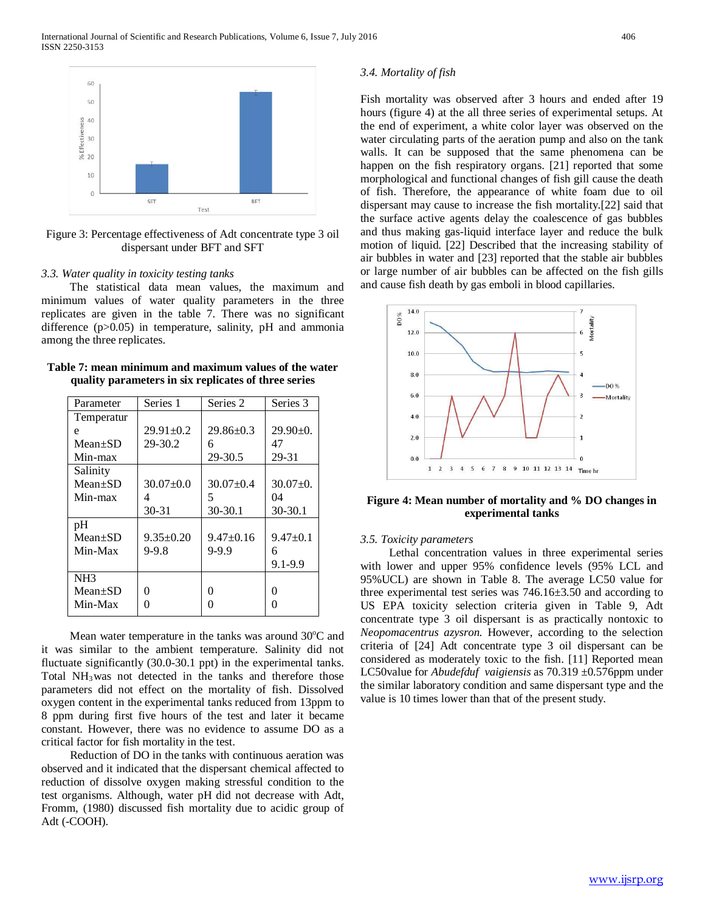Figure 3: Percentage effectiveness of Adt concentrate type 3 oil dispersant under BFT and SFT

*3.3. Water quality in toxicity testing tanks*

The statistical data mean values, the maximum and minimum values of water quality parameters in the three replicates are given in the table 7. There was no significant difference ($p>0.05$) in temperature, salinity, pH and ammonia among the three replicates.

**Table 7: mean minimum and maximum values of the water quality parameters in six replicates of three series**

| Parameter | Series 1 | Series 2 | Series 3 |
|---|---|---|---|
| Temperature Mean±SD Min-max | 29.91±0.2 29-30.2 | 29.86±0.36 29-30.5 | 29.90±0.47 29-31 |
| Salinity Mean±SD Min-max | 30.07±0.04 30-31 | 30.07±0.45 30-30.1 | 30.07±0.04 30-30.1 |
| pH Mean±SD Min-Max | 9.35±0.20 9-9.8 | 9.47±0.16 9-9.9 | 9.47±0.16 9.1-9.9 |
| NH3 Mean±SD Min-Max | 0 0 | 0 0 | 0 0 |

Mean water temperature in the tanks was around 30°C and it was similar to the ambient temperature. Salinity did not fluctuate significantly (30.0-30.1 ppt) in the experimental tanks. Total $NH_3$ was not detected in the tanks and therefore those parameters did not effect on the mortality of fish. Dissolved oxygen content in the experimental tanks reduced from 13ppm to 8 ppm during first five hours of the test and later it became constant. However, there was no evidence to assume DO as a critical factor for fish mortality in the test.

Reduction of DO in the tanks with continuous aeration was observed and it indicated that the dispersant chemical affected to reduction of dissolve oxygen making stressful condition to the test organisms. Although, water pH did not decrease with Adt, Fromm, (1980) discussed fish mortality due to acidic group of Adt (-COOH).

*3.4. Mortality of fish*

Fish mortality was observed after 3 hours and ended after 19 hours (figure 4) at the all three series of experimental setups. At the end of experiment, a white color layer was observed on the water circulating parts of the aeration pump and also on the tank walls. It can be supposed that the same phenomena can be happen on the fish respiratory organs. [21] reported that some morphological and functional changes of fish gill cause the death of fish. Therefore, the appearance of white foam due to oil dispersant may cause to increase the fish mortality.[22] said that the surface active agents delay the coalescence of gas bubbles and thus making gas-liquid interface layer and reduce the bulk motion of liquid. [22] Described that the increasing stability of air bubbles in water and [23] reported that the stable air bubbles or large number of air bubbles can be affected on the fish gills and cause fish death by gas emboli in blood capillaries.

**Figure 4: Mean number of mortality and % DO changes in experimental tanks**

*3.5. Toxicity parameters*

Lethal concentration values in three experimental series with lower and upper 95% confidence levels (95% LCL and 95%UCL) are shown in Table 8. The average LC50 value for three experimental test series was 746.16±3.50 and according to US EPA toxicity selection criteria given in Table 9, Adt concentrate type 3 oil dispersant is as practically nontoxic to *Neopomacentrus azysron*. However, according to the selection criteria of [24] Adt concentrate type 3 oil dispersant can be considered as moderately toxic to the fish. [11] Reported mean LC50value for *Abudefduf vaigiensis* as 70.319 ±0.576ppm under the similar laboratory condition and same dispersant type and the value is 10 times lower than that of the present study.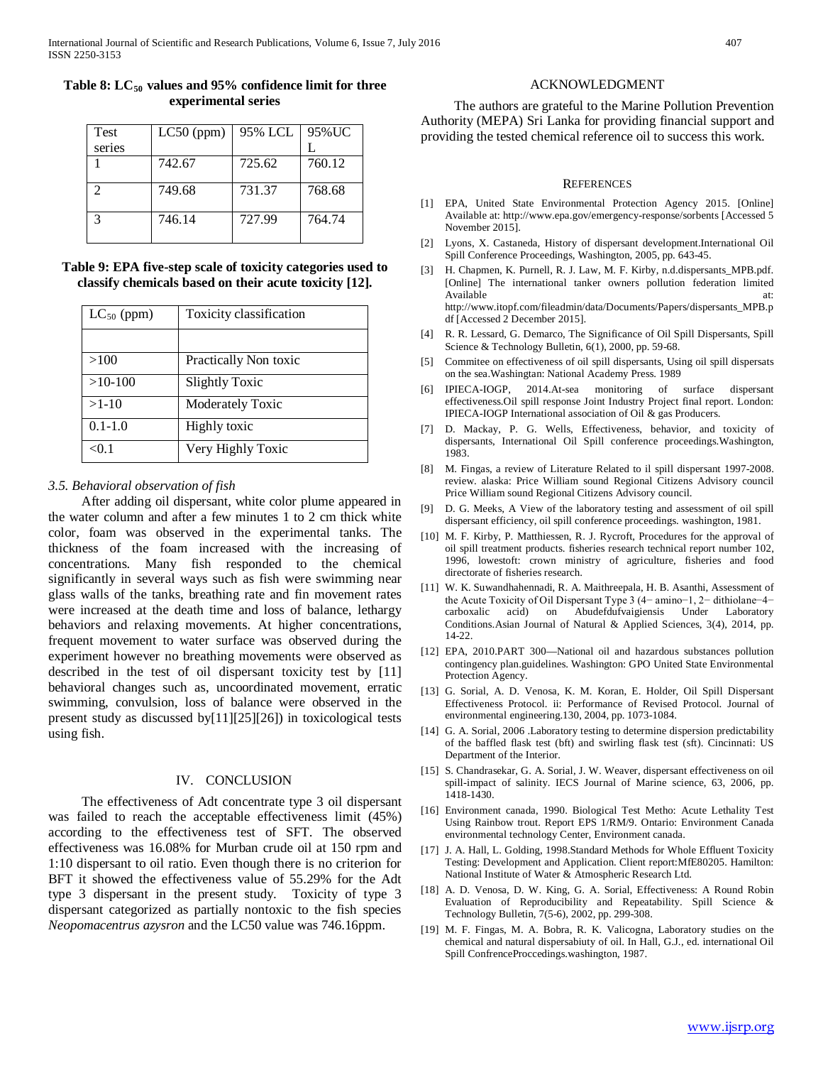**Table 8: $LC_{50}$ values and 95% confidence limit for three experimental series**

| Test series | LC50 (ppm) | 95% LCL | 95%UCL |
|---|---|---|---|
| 1 | 742.67 | 725.62 | 760.12 |
| 2 | 749.68 | 731.37 | 768.68 |
| 3 | 746.14 | 727.99 | 764.74 |

**Table 9: EPA five-step scale of toxicity categories used to classify chemicals based on their acute toxicity [12].**

| $LC_{50}$ (ppm) | Toxicity classification |
|---|---|
| | |
| >100 | Practically Non toxic |
| >10-100 | Slightly Toxic |
| >1-10 | Moderately Toxic |
| 0.1-1.0 | Highly toxic |
| <0.1 | Very Highly Toxic |

### *3.5. Behavioral observation of fish*

After adding oil dispersant, white color plume appeared in the water column and after a few minutes 1 to 2 cm thick white color, foam was observed in the experimental tanks. The thickness of the foam increased with the increasing of concentrations. Many fish responded to the chemical significantly in several ways such as fish were swimming near glass walls of the tanks, breathing rate and fin movement rates were increased at the death time and loss of balance, lethargy behaviors and relaxing movements. At higher concentrations, frequent movement to water surface was observed during the experiment however no breathing movements were observed as described in the test of oil dispersant toxicity test by [11] behavioral changes such as, uncoordinated movement, erratic swimming, convulsion, loss of balance were observed in the present study as discussed by[11][25][26]) in toxicological tests using fish.

## IV. CONCLUSION

The effectiveness of Adt concentrate type 3 oil dispersant was failed to reach the acceptable effectiveness limit (45%) according to the effectiveness test of SFT. The observed effectiveness was 16.08% for Murban crude oil at 150 rpm and 1:10 dispersant to oil ratio. Even though there is no criterion for BFT it showed the effectiveness value of 55.29% for the Adt type 3 dispersant in the present study. Toxicity of type 3 dispersant categorized as partially nontoxic to the fish species *Neopomacentrus azysron* and the LC50 value was 746.16ppm.

## ACKNOWLEDGMENT

The authors are grateful to the Marine Pollution Prevention Authority (MEPA) Sri Lanka for providing financial support and providing the tested chemical reference oil to success this work.

## REFERENCES

[1] EPA, United State Environmental Protection Agency 2015. [Online] Available at: http://www.epa.gov/emergency-response/sorbents [Accessed 5 November 2015].

[2] Lyons, X. Castaneda, History of dispersant development.International Oil Spill Conference Proceedings, Washington, 2005, pp. 643-45.

[3] H. Chapmen, K. Purnell, R. J. Law, M. F. Kirby, n.d.dispersants_MPB.pdf. [Online] The international tanker owners pollution federation limited Available at: http://www.itopf.com/fileadmin/data/Documents/Papers/dispersants_MPB.pdf [Accessed 2 December 2015].

[4] R. R. Lessard, G. Demarco, The Significance of Oil Spill Dispersants, Spill Science & Technology Bulletin, 6(1), 2000, pp. 59-68.

[5] Commitee on effectiveness of oil spill dispersants, Using oil spill dispersats on the sea.Washingtan: National Academy Press. 1989

[6] IPIECA-IOGP, 2014.At-sea monitoring of surface dispersant effectiveness.Oil spill response Joint Industry Project final report. London: IPIECA-IOGP International association of Oil & gas Producers.

[7] D. Mackay, P. G. Wells, Effectiveness, behavior, and toxicity of dispersants, International Oil Spill conference proceedings.Washington, 1983.

[8] M. Fingas, a review of Literature Related to il spill dispersant 1997-2008. review. alaska: Price William sound Regional Citizens Advisory council Price William sound Regional Citizens Advisory council.

[9] D. G. Meeks, A View of the laboratory testing and assessment of oil spill dispersant efficiency, oil spill conference proceedings. washington, 1981.

[10] M. F. Kirby, P. Matthiessen, R. J. Rycroft, Procedures for the approval of oil spill treatment products. fisheries research technical report number 102, 1996, lowestoft: crown ministry of agriculture, fisheries and food directorate of fisheries research.

[11] W. K. Suwandhahennadi, R. A. Maithreepala, H. B. Asanthi, Assessment of the Acute Toxicity of Oil Dispersant Type 3 (4− amino−1, 2− dithiolane−4− carboxalic acid) on Abudefdufvaigiensis Under Laboratory Conditions.Asian Journal of Natural & Applied Sciences, 3(4), 2014, pp. 14-22.

[12] EPA, 2010.PART 300—National oil and hazardous substances pollution contingency plan.guidelines. Washington: GPO United State Environmental Protection Agency.

[13] G. Sorial, A. D. Venosa, K. M. Koran, E. Holder, Oil Spill Dispersant Effectiveness Protocol. ii: Performance of Revised Protocol. Journal of environmental engineering.130, 2004, pp. 1073-1084.

[14] G. A. Sorial, 2006 .Laboratory testing to determine dispersion predictability of the baffled flask test (bft) and swirling flask test (sft). Cincinnati: US Department of the Interior.

[15] S. Chandrasekar, G. A. Sorial, J. W. Weaver, dispersant effectiveness on oil spill-impact of salinity. IECS Journal of Marine science, 63, 2006, pp. 1418-1430.

[16] Environment canada, 1990. Biological Test Metho: Acute Lethality Test Using Rainbow trout. Report EPS 1/RM/9. Ontario: Environment Canada environmental technology Center, Environment canada.

[17] J. A. Hall, L. Golding, 1998.Standard Methods for Whole Effluent Toxicity Testing: Development and Application. Client report:MfE80205. Hamilton: National Institute of Water & Atmospheric Research Ltd.

[18] A. D. Venosa, D. W. King, G. A. Sorial, Effectiveness: A Round Robin Evaluation of Reproducibility and Repeatability. Spill Science & Technology Bulletin, 7(5-6), 2002, pp. 299-308.

[19] M. F. Fingas, M. A. Bobra, R. K. Valicogna, Laboratory studies on the chemical and natural dispersabiuty of oil. In Hall, G.J., ed. international Oil Spill ConfrenceProccedings.washington, 1987.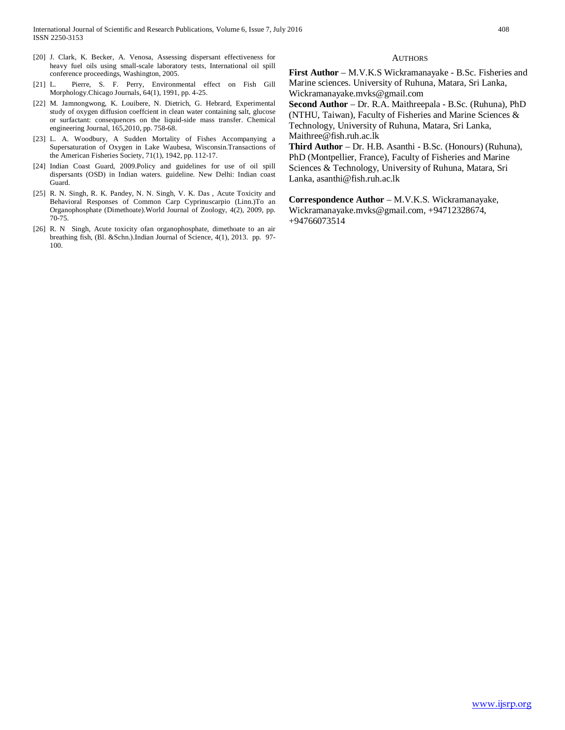[20] J. Clark, K. Becker, A. Venosa, Assessing dispersant effectiveness for heavy fuel oils using small-scale laboratory tests, International oil spill conference proceedings, Washington, 2005.

[21] L. Pierre, S. F. Perry, Environmental effect on Fish Gill Morphology.Chicago Journals, 64(1), 1991, pp. 4-25.

[22] M. Jamnongwong, K. Louibere, N. Dietrich, G. Hebrard, Experimental study of oxygen diffusion coeffcient in clean water containing salt, glucose or surfactant: consequences on the liquid-side mass transfer. Chemical engineering Journal, 165,2010, pp. 758-68.

[23] L. A. Woodbury, A Sudden Mortality of Fishes Accompanying a Supersaturation of Oxygen in Lake Waubesa, Wisconsin.Transactions of the American Fisheries Society, 71(1), 1942, pp. 112-17.

[24] Indian Coast Guard, 2009.Policy and guidelines for use of oil spill dispersants (OSD) in Indian waters. guideline. New Delhi: Indian coast Guard.

[25] R. N. Singh, R. K. Pandey, N. N. Singh, V. K. Das , Acute Toxicity and Behavioral Responses of Common Carp Cyprinuscarpio (Linn.)To an Organophosphate (Dimethoate).World Journal of Zoology, 4(2), 2009, pp. 70-75.

[26] R. N Singh, Acute toxicity ofan organophosphate, dimethoate to an air breathing fish, (Bl. &Schn.).Indian Journal of Science, 4(1), 2013. pp. 97-100.

## Authors

**First Author** – M.V.K.S Wickramanayake - B.Sc. Fisheries and Marine sciences. University of Ruhuna, Matara, Sri Lanka, Wickramanayake.mvks@gmail.com

**Second Author** – Dr. R.A. Maithreepala - B.Sc. (Ruhuna), PhD (NTHU, Taiwan), Faculty of Fisheries and Marine Sciences & Technology, University of Ruhuna, Matara, Sri Lanka, Maithree@fish.ruh.ac.lk

**Third Author** – Dr. H.B. Asanthi - B.Sc. (Honours) (Ruhuna), PhD (Montpellier, France), Faculty of Fisheries and Marine Sciences & Technology, University of Ruhuna, Matara, Sri Lanka, asanthi@fish.ruh.ac.lk

**Correspondence Author** – M.V.K.S. Wickramanayake, Wickramanayake.mvks@gmail.com, +94712328674, +94766073514